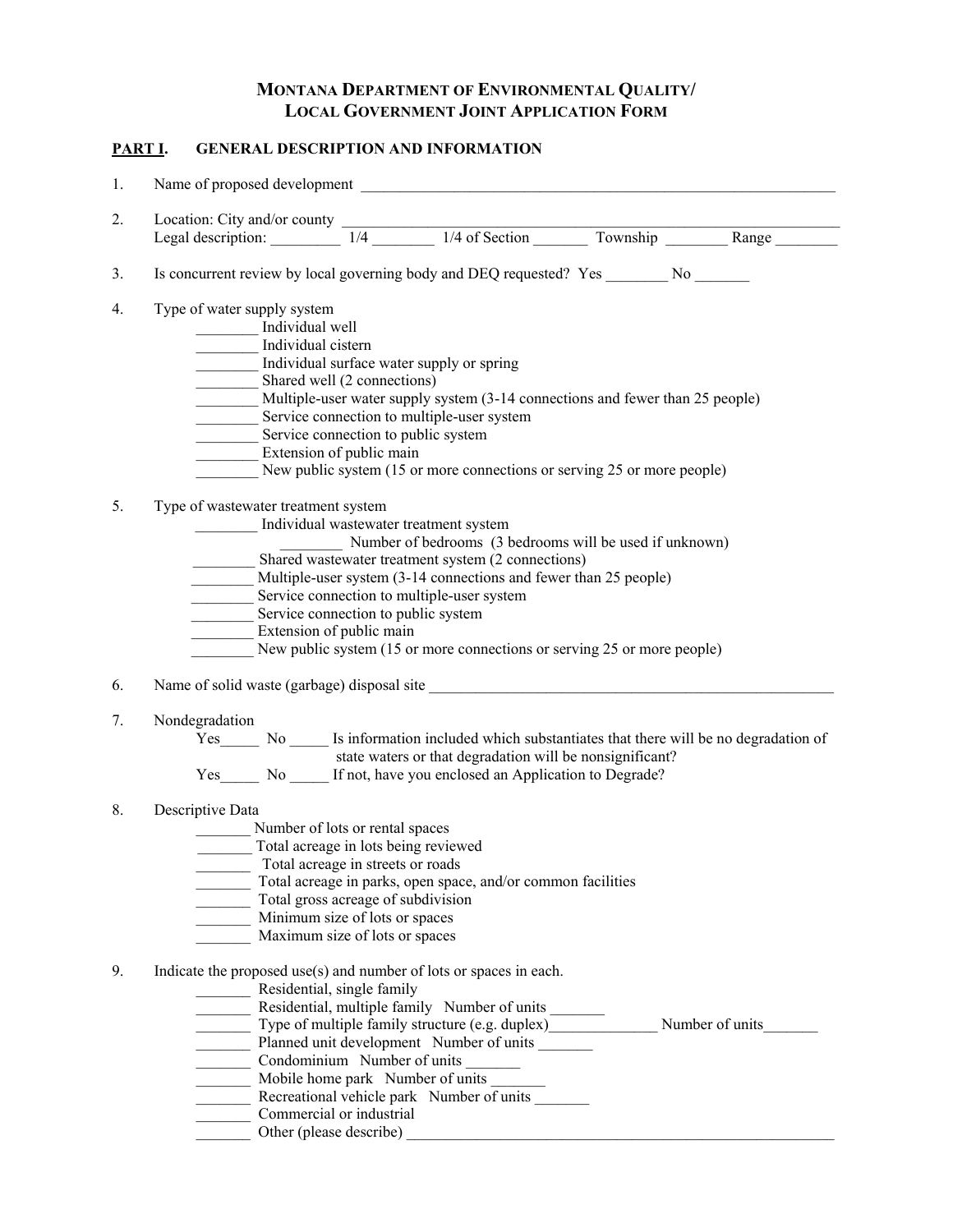# MONTANA DEPARTMENT OF ENVIRONMENTAL QUALITY/
# LOCAL GOVERNMENT JOINT APPLICATION FORM

## PART I. GENERAL DESCRIPTION AND INFORMATION

1. Name of proposed development ______________________________________________________________

2. Location: City and/or county ______________________________________________________________
   Legal description: _________ 1/4 ________ 1/4 of Section _______ Township ________ Range ________

3. Is concurrent review by local governing body and DEQ requested? Yes ________ No _______

4. Type of water supply system
   - ________ Individual well
   - ________ Individual cistern
   - ________ Individual surface water supply or spring
   - ________ Shared well (2 connections)
   - ________ Multiple-user water supply system (3-14 connections and fewer than 25 people)
   - ________ Service connection to multiple-user system
   - ________ Service connection to public system
   - ________ Extension of public main
   - ________ New public system (15 or more connections or serving 25 or more people)

5. Type of wastewater treatment system
   - ________ Individual wastewater treatment system
     - ________ Number of bedrooms (3 bedrooms will be used if unknown)
   - ________ Shared wastewater treatment system (2 connections)
   - ________ Multiple-user system (3-14 connections and fewer than 25 people)
   - ________ Service connection to multiple-user system
   - ________ Service connection to public system
   - ________ Extension of public main
   - ________ New public system (15 or more connections or serving 25 or more people)

6. Name of solid waste (garbage) disposal site ______________________________________________________

7. Nondegradation
   - Yes_____ No _____ Is information included which substantiates that there will be no degradation of state waters or that degradation will be nonsignificant?
   - Yes_____ No _____ If not, have you enclosed an Application to Degrade?

8. Descriptive Data
   - _______ Number of lots or rental spaces
   - _______ Total acreage in lots being reviewed
   - _______ Total acreage in streets or roads
   - _______ Total acreage in parks, open space, and/or common facilities
   - _______ Total gross acreage of subdivision
   - _______ Minimum size of lots or spaces
   - _______ Maximum size of lots or spaces

9. Indicate the proposed use(s) and number of lots or spaces in each.
   - _______ Residential, single family
   - _______ Residential, multiple family Number of units _______
   - _______ Type of multiple family structure (e.g. duplex)______________ Number of units_______
   - _______ Planned unit development Number of units _______
   - _______ Condominium Number of units _______
   - _______ Mobile home park Number of units _______
   - _______ Recreational vehicle park Number of units _______
   - _______ Commercial or industrial
   - _______ Other (please describe) ______________________________________________________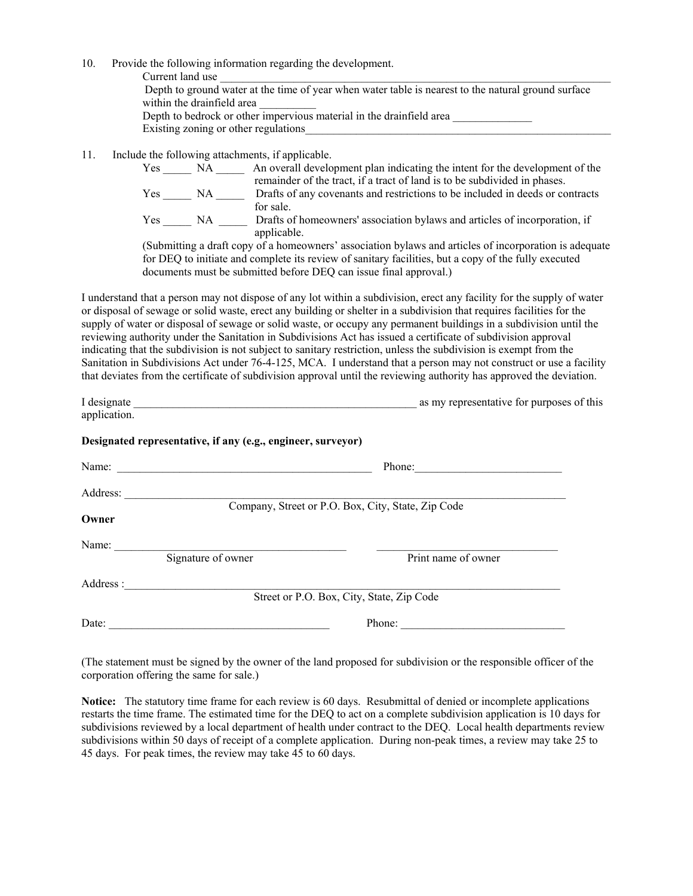10. Provide the following information regarding the development.

    Current land use ___________________________________________________________________

    Depth to ground water at the time of year when water table is nearest to the natural ground surface within the drainfield area __________

    Depth to bedrock or other impervious material in the drainfield area ______________

    Existing zoning or other regulations_______________________________________________________

11. Include the following attachments, if applicable.

    Yes _____ NA _____ An overall development plan indicating the intent for the development of the remainder of the tract, if a tract of land is to be subdivided in phases.

    Yes _____ NA _____ Drafts of any covenants and restrictions to be included in deeds or contracts for sale.

    Yes _____ NA _____ Drafts of homeowners' association bylaws and articles of incorporation, if applicable.

    (Submitting a draft copy of a homeowners' association bylaws and articles of incorporation is adequate for DEQ to initiate and complete its review of sanitary facilities, but a copy of the fully executed documents must be submitted before DEQ can issue final approval.)

I understand that a person may not dispose of any lot within a subdivision, erect any facility for the supply of water or disposal of sewage or solid waste, erect any building or shelter in a subdivision that requires facilities for the supply of water or disposal of sewage or solid waste, or occupy any permanent buildings in a subdivision until the reviewing authority under the Sanitation in Subdivisions Act has issued a certificate of subdivision approval indicating that the subdivision is not subject to sanitary restriction, unless the subdivision is exempt from the Sanitation in Subdivisions Act under 76-4-125, MCA. I understand that a person may not construct or use a facility that deviates from the certificate of subdivision approval until the reviewing authority has approved the deviation.

I designate ____________________________________________________ as my representative for purposes of this application.

**Designated representative, if any (e.g., engineer, surveyor)**

Name: _______________________________________________ Phone:__________________________

Address: _____________________________________________________________________________

Company, Street or P.O. Box, City, State, Zip Code

**Owner**

Name: __________________________________________ _______________________________

Signature of owner Print name of owner

Address :_____________________________________________________________________________

Street or P.O. Box, City, State, Zip Code

Date: ________________________________________ Phone: _____________________________

(The statement must be signed by the owner of the land proposed for subdivision or the responsible officer of the corporation offering the same for sale.)

**Notice:** The statutory time frame for each review is 60 days. Resubmittal of denied or incomplete applications restarts the time frame. The estimated time for the DEQ to act on a complete subdivision application is 10 days for subdivisions reviewed by a local department of health under contract to the DEQ. Local health departments review subdivisions within 50 days of receipt of a complete application. During non-peak times, a review may take 25 to 45 days. For peak times, the review may take 45 to 60 days.